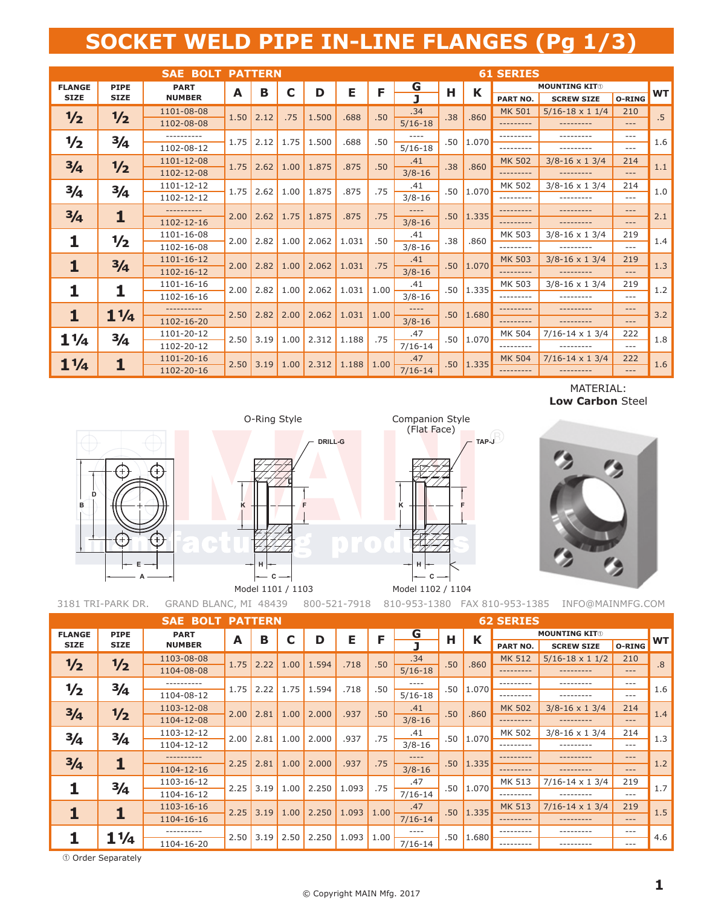# SOCKET WELD PIPE IN-LINE FLANGES (Pg 1/3)

## SAE BOLT PATTERN — 61 SERIES

| FLANGE SIZE | PIPE SIZE | PART NUMBER | A | B | C | D | E | F | G / J | H | K | MOUNTING KIT① PART NO. | SCREW SIZE | O-RING | WT |
|---|---|---|---|---|---|---|---|---|---|---|---|---|---|---|---|
| 1/2 | 1/2 | 1101-08-08 | 1.50 | 2.12 | .75 | 1.500 | .688 | .50 | .34 | .38 | .860 | MK 501 | 5/16-18 x 1 1/4 | 210 | .5 |
| | | 1102-08-08 | | | | | | | 5/16-18 | | | --------- | --------- | --- | |
| 1/2 | 3/4 | ---------- | 1.75 | 2.12 | 1.75 | 1.500 | .688 | .50 | ---- | .50 | 1.070 | --------- | --------- | --- | 1.6 |
| | | 1102-08-12 | | | | | | | 5/16-18 | | | --------- | --------- | --- | |
| 3/4 | 1/2 | 1101-12-08 | 1.75 | 2.62 | 1.00 | 1.875 | .875 | .50 | .41 | .38 | .860 | MK 502 | 3/8-16 x 1 3/4 | 214 | 1.1 |
| | | 1102-12-08 | | | | | | | 3/8-16 | | | --------- | --------- | --- | |
| 3/4 | 3/4 | 1101-12-12 | 1.75 | 2.62 | 1.00 | 1.875 | .875 | .75 | .41 | .50 | 1.070 | MK 502 | 3/8-16 x 1 3/4 | 214 | 1.0 |
| | | 1102-12-12 | | | | | | | 3/8-16 | | | --------- | --------- | --- | |
| 3/4 | 1 | ---------- | 2.00 | 2.62 | 1.75 | 1.875 | .875 | .75 | ---- | .50 | 1.335 | --------- | --------- | --- | 2.1 |
| | | 1102-12-16 | | | | | | | 3/8-16 | | | --------- | --------- | --- | |
| 1 | 1/2 | 1101-16-08 | 2.00 | 2.82 | 1.00 | 2.062 | 1.031 | .50 | .41 | .38 | .860 | MK 503 | 3/8-16 x 1 3/4 | 219 | 1.4 |
| | | 1102-16-08 | | | | | | | 3/8-16 | | | --------- | --------- | --- | |
| 1 | 3/4 | 1101-16-12 | 2.00 | 2.82 | 1.00 | 2.062 | 1.031 | .75 | .41 | .50 | 1.070 | MK 503 | 3/8-16 x 1 3/4 | 219 | 1.3 |
| | | 1102-16-12 | | | | | | | 3/8-16 | | | --------- | --------- | --- | |
| 1 | 1 | 1101-16-16 | 2.00 | 2.82 | 1.00 | 2.062 | 1.031 | 1.00 | .41 | .50 | 1.335 | MK 503 | 3/8-16 x 1 3/4 | 219 | 1.2 |
| | | 1102-16-16 | | | | | | | 3/8-16 | | | --------- | --------- | --- | |
| 1 | 1 1/4 | ---------- | 2.50 | 2.82 | 2.00 | 2.062 | 1.031 | 1.00 | ---- | .50 | 1.680 | --------- | --------- | --- | 3.2 |
| | | 1102-16-20 | | | | | | | 3/8-16 | | | --------- | --------- | --- | |
| 1 1/4 | 3/4 | 1101-20-12 | 2.50 | 3.19 | 1.00 | 2.312 | 1.188 | .75 | .47 | .50 | 1.070 | MK 504 | 7/16-14 x 1 3/4 | 222 | 1.8 |
| | | 1102-20-12 | | | | | | | 7/16-14 | | | --------- | --------- | --- | |
| 1 1/4 | 1 | 1101-20-16 | 2.50 | 3.19 | 1.00 | 2.312 | 1.188 | 1.00 | .47 | .50 | 1.335 | MK 504 | 7/16-14 x 1 3/4 | 222 | 1.6 |
| | | 1102-20-16 | | | | | | | 7/16-14 | | | --------- | --------- | --- | |

MATERIAL:
**Low Carbon** Steel

O-Ring Style — DRILL-G

Model 1101 / 1103

Companion Style (Flat Face) — TAP-J

Model 1102 / 1104

3181 TRI-PARK DR. GRAND BLANC, MI 48439 800-521-7918 810-953-1380 FAX 810-953-1385 INFO@MAINMFG.COM

## SAE BOLT PATTERN — 62 SERIES

| FLANGE SIZE | PIPE SIZE | PART NUMBER | A | B | C | D | E | F | G / J | H | K | MOUNTING KIT① PART NO. | SCREW SIZE | O-RING | WT |
|---|---|---|---|---|---|---|---|---|---|---|---|---|---|---|---|
| 1/2 | 1/2 | 1103-08-08 | 1.75 | 2.22 | 1.00 | 1.594 | .718 | .50 | .34 | .50 | .860 | MK 512 | 5/16-18 x 1 1/2 | 210 | .8 |
| | | 1104-08-08 | | | | | | | 5/16-18 | | | --------- | --------- | --- | |
| 1/2 | 3/4 | ---------- | 1.75 | 2.22 | 1.75 | 1.594 | .718 | .50 | ---- | .50 | 1.070 | --------- | --------- | --- | 1.6 |
| | | 1104-08-12 | | | | | | | 5/16-18 | | | --------- | --------- | --- | |
| 3/4 | 1/2 | 1103-12-08 | 2.00 | 2.81 | 1.00 | 2.000 | .937 | .50 | .41 | .50 | .860 | MK 502 | 3/8-16 x 1 3/4 | 214 | 1.4 |
| | | 1104-12-08 | | | | | | | 3/8-16 | | | --------- | --------- | --- | |
| 3/4 | 3/4 | 1103-12-12 | 2.00 | 2.81 | 1.00 | 2.000 | .937 | .75 | .41 | .50 | 1.070 | MK 502 | 3/8-16 x 1 3/4 | 214 | 1.3 |
| | | 1104-12-12 | | | | | | | 3/8-16 | | | --------- | --------- | --- | |
| 3/4 | 1 | ---------- | 2.25 | 2.81 | 1.00 | 2.000 | .937 | .75 | ---- | .50 | 1.335 | --------- | --------- | --- | 1.2 |
| | | 1104-12-16 | | | | | | | 3/8-16 | | | --------- | --------- | --- | |
| 1 | 3/4 | 1103-16-12 | 2.25 | 3.19 | 1.00 | 2.250 | 1.093 | .75 | .47 | .50 | 1.070 | MK 513 | 7/16-14 x 1 3/4 | 219 | 1.7 |
| | | 1104-16-12 | | | | | | | 7/16-14 | | | --------- | --------- | --- | |
| 1 | 1 | 1103-16-16 | 2.25 | 3.19 | 1.00 | 2.250 | 1.093 | 1.00 | .47 | .50 | 1.335 | MK 513 | 7/16-14 x 1 3/4 | 219 | 1.5 |
| | | 1104-16-16 | | | | | | | 7/16-14 | | | --------- | --------- | --- | |
| 1 | 1 1/4 | ---------- | 2.50 | 3.19 | 2.50 | 2.250 | 1.093 | 1.00 | ---- | .50 | 1.680 | --------- | --------- | --- | 4.6 |
| | | 1104-16-20 | | | | | | | 7/16-14 | | | --------- | --------- | --- | |

① Order Separately

© Copyright MAIN Mfg. 2017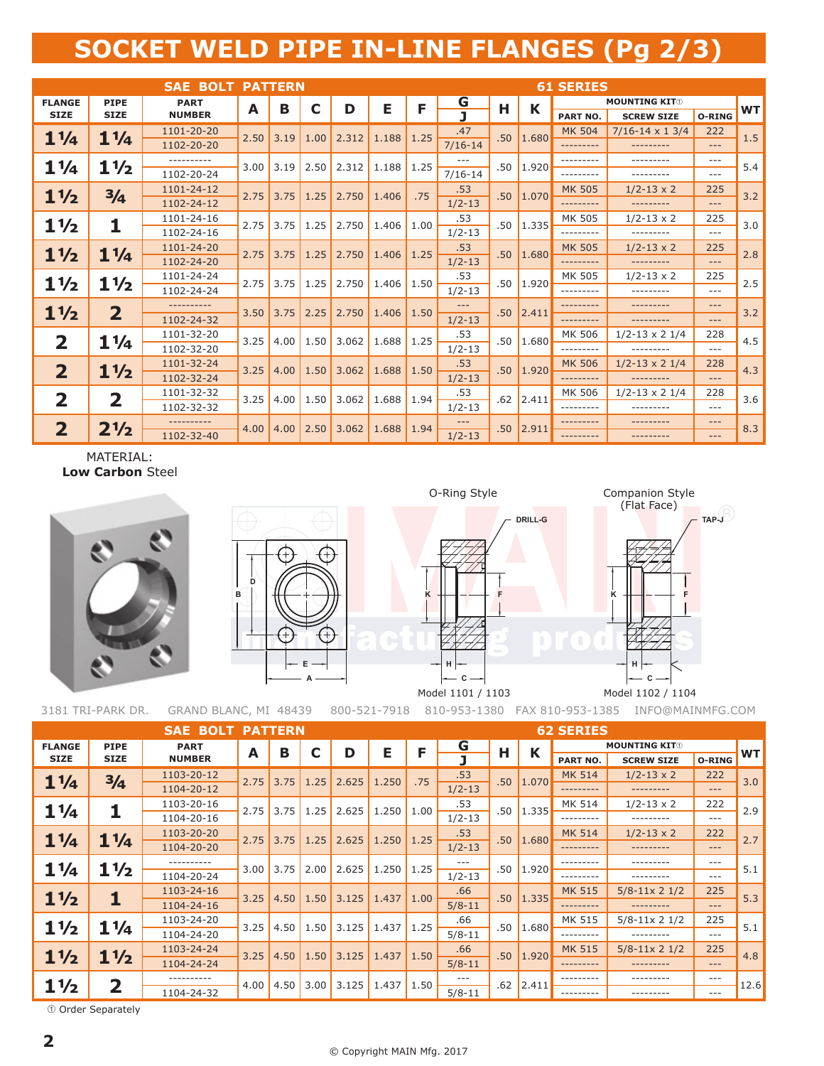# SOCKET WELD PIPE IN-LINE FLANGES (Pg 2/3)

**SAE BOLT PATTERN — 61 SERIES**

| FLANGE SIZE | PIPE SIZE | PART NUMBER | A | B | C | D | E | F | G / J | H | K | MOUNTING KIT① PART NO. | SCREW SIZE | O-RING | WT |
|---|---|---|---|---|---|---|---|---|---|---|---|---|---|---|---|
| 1¼ | 1¼ | 1101-20-20 | 2.50 | 3.19 | 1.00 | 2.312 | 1.188 | 1.25 | .47 | .50 | 1.680 | MK 504 | 7/16-14 x 1 3/4 | 222 | 1.5 |
| | | 1102-20-20 | | | | | | | 7/16-14 | | | --------- | --------- | --- | |
| 1¼ | 1½ | ---------- | 3.00 | 3.19 | 2.50 | 2.312 | 1.188 | 1.25 | --- | .50 | 1.920 | --------- | --------- | --- | 5.4 |
| | | 1102-20-24 | | | | | | | 7/16-14 | | | --------- | --------- | --- | |
| 1½ | ¾ | 1101-24-12 | 2.75 | 3.75 | 1.25 | 2.750 | 1.406 | .75 | .53 | .50 | 1.070 | MK 505 | 1/2-13 x 2 | 225 | 3.2 |
| | | 1102-24-12 | | | | | | | 1/2-13 | | | --------- | --------- | --- | |
| 1½ | 1 | 1101-24-16 | 2.75 | 3.75 | 1.25 | 2.750 | 1.406 | 1.00 | .53 | .50 | 1.335 | MK 505 | 1/2-13 x 2 | 225 | 3.0 |
| | | 1102-24-16 | | | | | | | 1/2-13 | | | --------- | --------- | --- | |
| 1½ | 1¼ | 1101-24-20 | 2.75 | 3.75 | 1.25 | 2.750 | 1.406 | 1.25 | .53 | .50 | 1.680 | MK 505 | 1/2-13 x 2 | 225 | 2.8 |
| | | 1102-24-20 | | | | | | | 1/2-13 | | | --------- | --------- | --- | |
| 1½ | 1½ | 1101-24-24 | 2.75 | 3.75 | 1.25 | 2.750 | 1.406 | 1.50 | .53 | .50 | 1.920 | MK 505 | 1/2-13 x 2 | 225 | 2.5 |
| | | 1102-24-24 | | | | | | | 1/2-13 | | | --------- | --------- | --- | |
| 1½ | 2 | ---------- | 3.50 | 3.75 | 2.25 | 2.750 | 1.406 | 1.50 | --- | .50 | 2.411 | --------- | --------- | --- | 3.2 |
| | | 1102-24-32 | | | | | | | 1/2-13 | | | --------- | --------- | --- | |
| 2 | 1¼ | 1101-32-20 | 3.25 | 4.00 | 1.50 | 3.062 | 1.688 | 1.25 | .53 | .50 | 1.680 | MK 506 | 1/2-13 x 2 1/4 | 228 | 4.5 |
| | | 1102-32-20 | | | | | | | 1/2-13 | | | --------- | --------- | --- | |
| 2 | 1½ | 1101-32-24 | 3.25 | 4.00 | 1.50 | 3.062 | 1.688 | 1.50 | .53 | .50 | 1.920 | MK 506 | 1/2-13 x 2 1/4 | 228 | 4.3 |
| | | 1102-32-24 | | | | | | | 1/2-13 | | | --------- | --------- | --- | |
| 2 | 2 | 1101-32-32 | 3.25 | 4.00 | 1.50 | 3.062 | 1.688 | 1.94 | .53 | .62 | 2.411 | MK 506 | 1/2-13 x 2 1/4 | 228 | 3.6 |
| | | 1102-32-32 | | | | | | | 1/2-13 | | | --------- | --------- | --- | |
| 2 | 2½ | ---------- | 4.00 | 4.00 | 2.50 | 3.062 | 1.688 | 1.94 | --- | .50 | 2.911 | --------- | --------- | --- | 8.3 |
| | | 1102-32-40 | | | | | | | 1/2-13 | | | --------- | --------- | --- | |

MATERIAL:
**Low Carbon** Steel

O-Ring Style — DRILL-G

Companion Style (Flat Face) — TAP-J

Model 1101 / 1103

Model 1102 / 1104

3181 TRI-PARK DR. GRAND BLANC, MI 48439 800-521-7918 810-953-1380 FAX 810-953-1385 INFO@MAINMFG.COM

**SAE BOLT PATTERN — 62 SERIES**

| FLANGE SIZE | PIPE SIZE | PART NUMBER | A | B | C | D | E | F | G / J | H | K | MOUNTING KIT① PART NO. | SCREW SIZE | O-RING | WT |
|---|---|---|---|---|---|---|---|---|---|---|---|---|---|---|---|
| 1¼ | ¾ | 1103-20-12 | 2.75 | 3.75 | 1.25 | 2.625 | 1.250 | .75 | .53 | .50 | 1.070 | MK 514 | 1/2-13 x 2 | 222 | 3.0 |
| | | 1104-20-12 | | | | | | | 1/2-13 | | | --------- | --------- | --- | |
| 1¼ | 1 | 1103-20-16 | 2.75 | 3.75 | 1.25 | 2.625 | 1.250 | 1.00 | .53 | .50 | 1.335 | MK 514 | 1/2-13 x 2 | 222 | 2.9 |
| | | 1104-20-16 | | | | | | | 1/2-13 | | | --------- | --------- | --- | |
| 1¼ | 1¼ | 1103-20-20 | 2.75 | 3.75 | 1.25 | 2.625 | 1.250 | 1.25 | .53 | .50 | 1.680 | MK 514 | 1/2-13 x 2 | 222 | 2.7 |
| | | 1104-20-20 | | | | | | | 1/2-13 | | | --------- | --------- | --- | |
| 1¼ | 1½ | ---------- | 3.00 | 3.75 | 2.00 | 2.625 | 1.250 | 1.25 | --- | .50 | 1.920 | --------- | --------- | --- | 5.1 |
| | | 1104-20-24 | | | | | | | 1/2-13 | | | --------- | --------- | --- | |
| 1½ | 1 | 1103-24-16 | 3.25 | 4.50 | 1.50 | 3.125 | 1.437 | 1.00 | .66 | .50 | 1.335 | MK 515 | 5/8-11x 2 1/2 | 225 | 5.3 |
| | | 1104-24-16 | | | | | | | 5/8-11 | | | --------- | --------- | --- | |
| 1½ | 1¼ | 1103-24-20 | 3.25 | 4.50 | 1.50 | 3.125 | 1.437 | 1.25 | .66 | .50 | 1.680 | MK 515 | 5/8-11x 2 1/2 | 225 | 5.1 |
| | | 1104-24-20 | | | | | | | 5/8-11 | | | --------- | --------- | --- | |
| 1½ | 1½ | 1103-24-24 | 3.25 | 4.50 | 1.50 | 3.125 | 1.437 | 1.50 | .66 | .50 | 1.920 | MK 515 | 5/8-11x 2 1/2 | 225 | 4.8 |
| | | 1104-24-24 | | | | | | | 5/8-11 | | | --------- | --------- | --- | |
| 1½ | 2 | ---------- | 4.00 | 4.50 | 3.00 | 3.125 | 1.437 | 1.50 | --- | .62 | 2.411 | --------- | --------- | --- | 12.6 |
| | | 1104-24-32 | | | | | | | 5/8-11 | | | --------- | --------- | --- | |

① Order Separately

© Copyright MAIN Mfg. 2017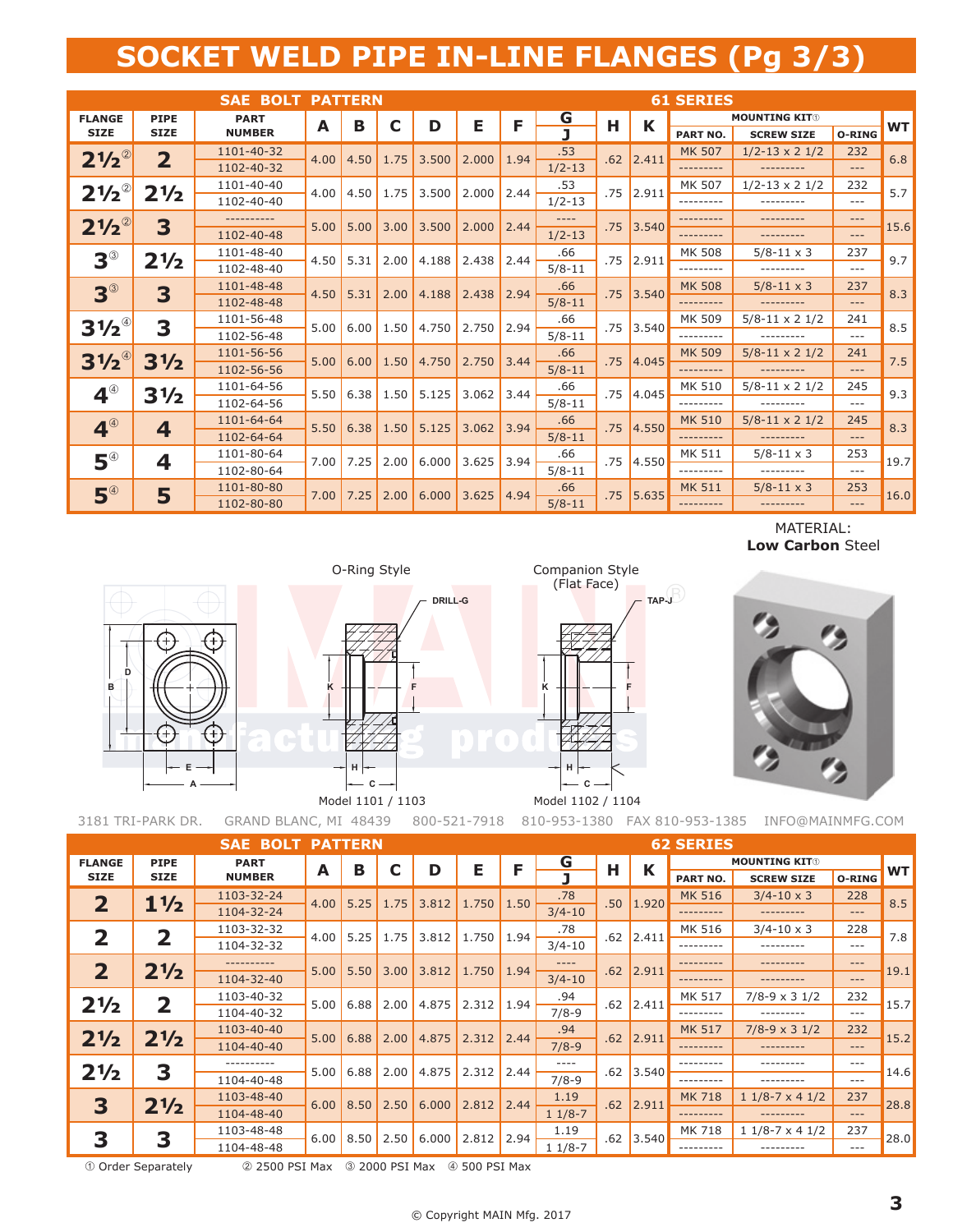# SOCKET WELD PIPE IN-LINE FLANGES (Pg 3/3)

| | | SAE BOLT PATTERN | | | | | | | | | | 61 SERIES | | | |
|---|---|---|---|---|---|---|---|---|---|---|---|---|---|---|---|
| FLANGE SIZE | PIPE SIZE | PART NUMBER | A | B | C | D | E | F | G / J | H | K | MOUNTING KIT① PART NO. | SCREW SIZE | O-RING | WT |
| 2½② | 2 | 1101-40-32 | 4.00 | 4.50 | 1.75 | 3.500 | 2.000 | 1.94 | .53 | .62 | 2.411 | MK 507 | 1/2-13 x 2 1/2 | 232 | 6.8 |
| | | 1102-40-32 | | | | | | | 1/2-13 | | | --------- | --------- | --- | |
| 2½② | 2½ | 1101-40-40 | 4.00 | 4.50 | 1.75 | 3.500 | 2.000 | 2.44 | .53 | .75 | 2.911 | MK 507 | 1/2-13 x 2 1/2 | 232 | 5.7 |
| | | 1102-40-40 | | | | | | | 1/2-13 | | | --------- | --------- | --- | |
| 2½② | 3 | ---------- | 5.00 | 5.00 | 3.00 | 3.500 | 2.000 | 2.44 | ---- | .75 | 3.540 | --------- | --------- | --- | 15.6 |
| | | 1102-40-48 | | | | | | | 1/2-13 | | | --------- | --------- | --- | |
| 3③ | 2½ | 1101-48-40 | 4.50 | 5.31 | 2.00 | 4.188 | 2.438 | 2.44 | .66 | .75 | 2.911 | MK 508 | 5/8-11 x 3 | 237 | 9.7 |
| | | 1102-48-40 | | | | | | | 5/8-11 | | | --------- | --------- | --- | |
| 3③ | 3 | 1101-48-48 | 4.50 | 5.31 | 2.00 | 4.188 | 2.438 | 2.94 | .66 | .75 | 3.540 | MK 508 | 5/8-11 x 3 | 237 | 8.3 |
| | | 1102-48-48 | | | | | | | 5/8-11 | | | --------- | --------- | --- | |
| 3½④ | 3 | 1101-56-48 | 5.00 | 6.00 | 1.50 | 4.750 | 2.750 | 2.94 | .66 | .75 | 3.540 | MK 509 | 5/8-11 x 2 1/2 | 241 | 8.5 |
| | | 1102-56-48 | | | | | | | 5/8-11 | | | --------- | --------- | --- | |
| 3½④ | 3½ | 1101-56-56 | 5.00 | 6.00 | 1.50 | 4.750 | 2.750 | 3.44 | .66 | .75 | 4.045 | MK 509 | 5/8-11 x 2 1/2 | 241 | 7.5 |
| | | 1102-56-56 | | | | | | | 5/8-11 | | | --------- | --------- | --- | |
| 4④ | 3½ | 1101-64-56 | 5.50 | 6.38 | 1.50 | 5.125 | 3.062 | 3.44 | .66 | .75 | 4.045 | MK 510 | 5/8-11 x 2 1/2 | 245 | 9.3 |
| | | 1102-64-56 | | | | | | | 5/8-11 | | | --------- | --------- | --- | |
| 4④ | 4 | 1101-64-64 | 5.50 | 6.38 | 1.50 | 5.125 | 3.062 | 3.94 | .66 | .75 | 4.550 | MK 510 | 5/8-11 x 2 1/2 | 245 | 8.3 |
| | | 1102-64-64 | | | | | | | 5/8-11 | | | --------- | --------- | --- | |
| 5④ | 4 | 1101-80-64 | 7.00 | 7.25 | 2.00 | 6.000 | 3.625 | 3.94 | .66 | .75 | 4.550 | MK 511 | 5/8-11 x 3 | 253 | 19.7 |
| | | 1102-80-64 | | | | | | | 5/8-11 | | | --------- | --------- | --- | |
| 5④ | 5 | 1101-80-80 | 7.00 | 7.25 | 2.00 | 6.000 | 3.625 | 4.94 | .66 | .75 | 5.635 | MK 511 | 5/8-11 x 3 | 253 | 16.0 |
| | | 1102-80-80 | | | | | | | 5/8-11 | | | --------- | --------- | --- | |

MATERIAL:
**Low Carbon** Steel

O-Ring Style

DRILL-G

Companion Style (Flat Face)

TAP-J

Model 1101 / 1103

Model 1102 / 1104

3181 TRI-PARK DR. GRAND BLANC, MI 48439 800-521-7918 810-953-1380 FAX 810-953-1385 INFO@MAINMFG.COM

| | | SAE BOLT PATTERN | | | | | | | | | | 62 SERIES | | | |
|---|---|---|---|---|---|---|---|---|---|---|---|---|---|---|---|
| FLANGE SIZE | PIPE SIZE | PART NUMBER | A | B | C | D | E | F | G / J | H | K | MOUNTING KIT① PART NO. | SCREW SIZE | O-RING | WT |
| 2 | 1½ | 1103-32-24 | 4.00 | 5.25 | 1.75 | 3.812 | 1.750 | 1.50 | .78 | .50 | 1.920 | MK 516 | 3/4-10 x 3 | 228 | 8.5 |
| | | 1104-32-24 | | | | | | | 3/4-10 | | | --------- | --------- | --- | |
| 2 | 2 | 1103-32-32 | 4.00 | 5.25 | 1.75 | 3.812 | 1.750 | 1.94 | .78 | .62 | 2.411 | MK 516 | 3/4-10 x 3 | 228 | 7.8 |
| | | 1104-32-32 | | | | | | | 3/4-10 | | | --------- | --------- | --- | |
| 2 | 2½ | ---------- | 5.00 | 5.50 | 3.00 | 3.812 | 1.750 | 1.94 | ---- | .62 | 2.911 | --------- | --------- | --- | 19.1 |
| | | 1104-32-40 | | | | | | | 3/4-10 | | | --------- | --------- | --- | |
| 2½ | 2 | 1103-40-32 | 5.00 | 6.88 | 2.00 | 4.875 | 2.312 | 1.94 | .94 | .62 | 2.411 | MK 517 | 7/8-9 x 3 1/2 | 232 | 15.7 |
| | | 1104-40-32 | | | | | | | 7/8-9 | | | --------- | --------- | --- | |
| 2½ | 2½ | 1103-40-40 | 5.00 | 6.88 | 2.00 | 4.875 | 2.312 | 2.44 | .94 | .62 | 2.911 | MK 517 | 7/8-9 x 3 1/2 | 232 | 15.2 |
| | | 1104-40-40 | | | | | | | 7/8-9 | | | --------- | --------- | --- | |
| 2½ | 3 | ---------- | 5.00 | 6.88 | 2.00 | 4.875 | 2.312 | 2.44 | ---- | .62 | 3.540 | --------- | --------- | --- | 14.6 |
| | | 1104-40-48 | | | | | | | 7/8-9 | | | --------- | --------- | --- | |
| 3 | 2½ | 1103-48-40 | 6.00 | 8.50 | 2.50 | 6.000 | 2.812 | 2.44 | 1.19 | .62 | 2.911 | MK 718 | 1 1/8-7 x 4 1/2 | 237 | 28.8 |
| | | 1104-48-40 | | | | | | | 1 1/8-7 | | | --------- | --------- | --- | |
| 3 | 3 | 1103-48-48 | 6.00 | 8.50 | 2.50 | 6.000 | 2.812 | 2.94 | 1.19 | .62 | 3.540 | MK 718 | 1 1/8-7 x 4 1/2 | 237 | 28.0 |
| | | 1104-48-48 | | | | | | | 1 1/8-7 | | | --------- | --------- | --- | |

① Order Separately ② 2500 PSI Max ③ 2000 PSI Max ④ 500 PSI Max

© Copyright MAIN Mfg. 2017